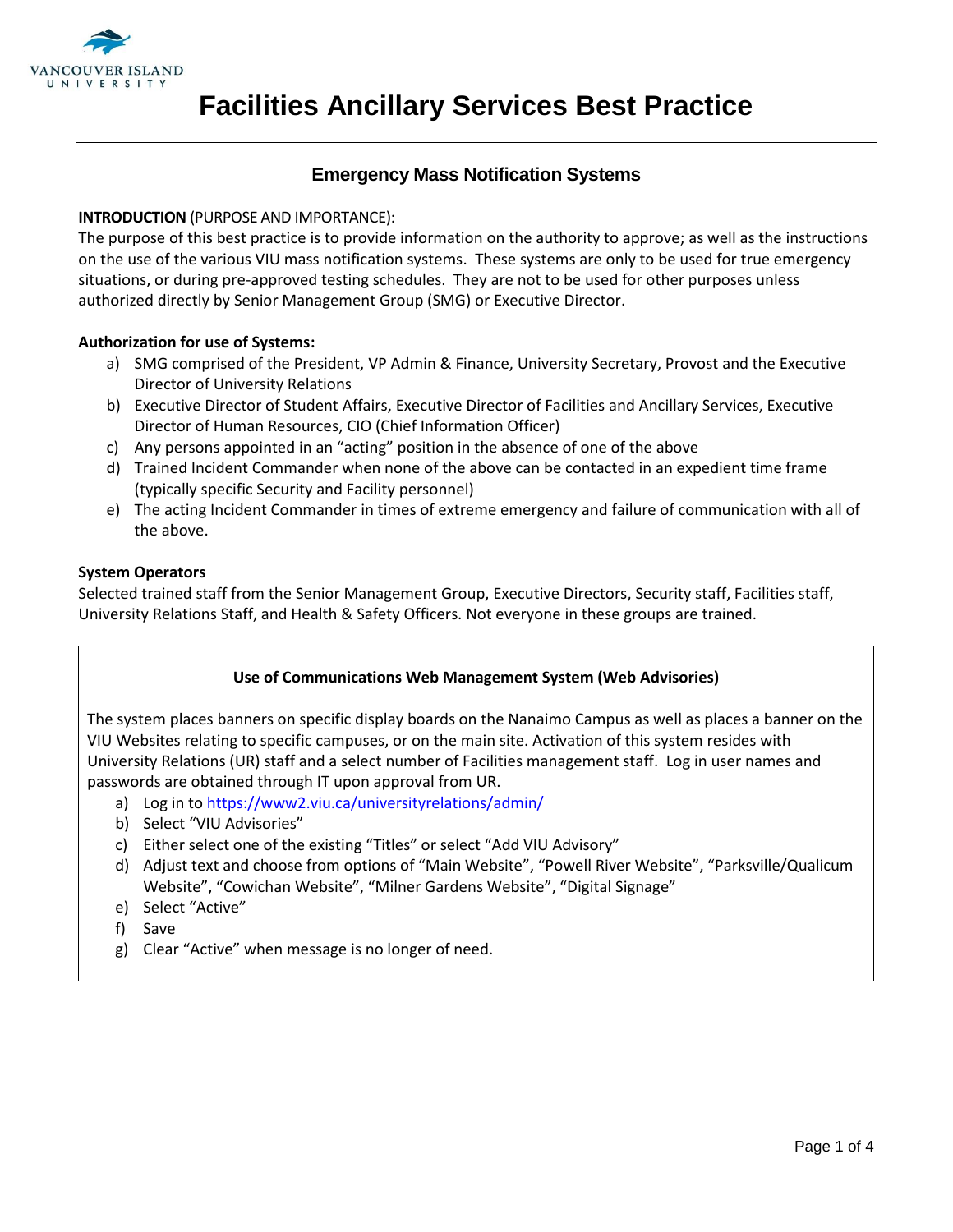# Facilities Ancillary Services Best Practice

## Emergency Mass Notification Systems

**INTRODUCTION** (PURPOSE AND IMPORTANCE):
The purpose of this best practice is to provide information on the authority to approve; as well as the instructions on the use of the various VIU mass notification systems. These systems are only to be used for true emergency situations, or during pre-approved testing schedules. They are not to be used for other purposes unless authorized directly by Senior Management Group (SMG) or Executive Director.

**Authorization for use of Systems:**

a) SMG comprised of the President, VP Admin & Finance, University Secretary, Provost and the Executive Director of University Relations
b) Executive Director of Student Affairs, Executive Director of Facilities and Ancillary Services, Executive Director of Human Resources, CIO (Chief Information Officer)
c) Any persons appointed in an "acting" position in the absence of one of the above
d) Trained Incident Commander when none of the above can be contacted in an expedient time frame (typically specific Security and Facility personnel)
e) The acting Incident Commander in times of extreme emergency and failure of communication with all of the above.

**System Operators**

Selected trained staff from the Senior Management Group, Executive Directors, Security staff, Facilities staff, University Relations Staff, and Health & Safety Officers. Not everyone in these groups are trained.

**Use of Communications Web Management System (Web Advisories)**

The system places banners on specific display boards on the Nanaimo Campus as well as places a banner on the VIU Websites relating to specific campuses, or on the main site. Activation of this system resides with University Relations (UR) staff and a select number of Facilities management staff. Log in user names and passwords are obtained through IT upon approval from UR.

a) Log in to https://www2.viu.ca/universityrelations/admin/
b) Select "VIU Advisories"
c) Either select one of the existing "Titles" or select "Add VIU Advisory"
d) Adjust text and choose from options of "Main Website", "Powell River Website", "Parksville/Qualicum Website", "Cowichan Website", "Milner Gardens Website", "Digital Signage"
e) Select "Active"
f) Save
g) Clear "Active" when message is no longer of need.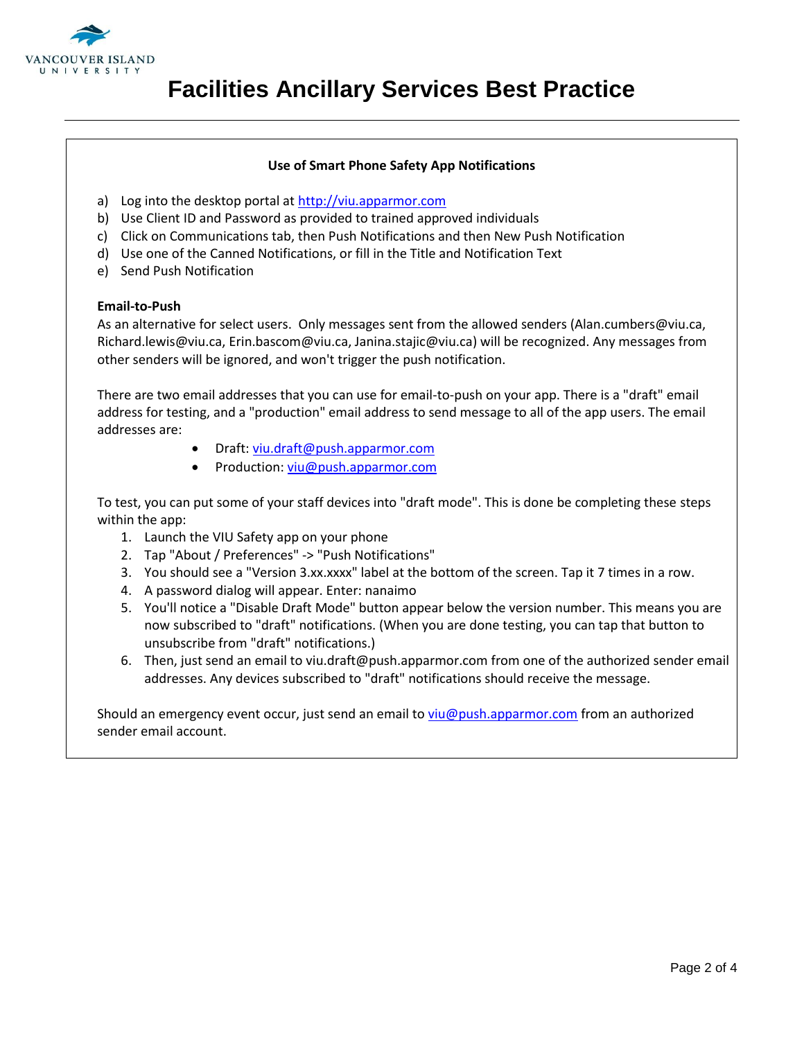# Facilities Ancillary Services Best Practice

**Use of Smart Phone Safety App Notifications**

a) Log into the desktop portal at http://viu.apparmor.com
b) Use Client ID and Password as provided to trained approved individuals
c) Click on Communications tab, then Push Notifications and then New Push Notification
d) Use one of the Canned Notifications, or fill in the Title and Notification Text
e) Send Push Notification

**Email-to-Push**

As an alternative for select users. Only messages sent from the allowed senders (Alan.cumbers@viu.ca, Richard.lewis@viu.ca, Erin.bascom@viu.ca, Janina.stajic@viu.ca) will be recognized. Any messages from other senders will be ignored, and won't trigger the push notification.

There are two email addresses that you can use for email-to-push on your app. There is a "draft" email address for testing, and a "production" email address to send message to all of the app users. The email addresses are:

- Draft: viu.draft@push.apparmor.com
- Production: viu@push.apparmor.com

To test, you can put some of your staff devices into "draft mode". This is done be completing these steps within the app:

1. Launch the VIU Safety app on your phone
2. Tap "About / Preferences" -> "Push Notifications"
3. You should see a "Version 3.xx.xxxx" label at the bottom of the screen. Tap it 7 times in a row.
4. A password dialog will appear. Enter: nanaimo
5. You'll notice a "Disable Draft Mode" button appear below the version number. This means you are now subscribed to "draft" notifications. (When you are done testing, you can tap that button to unsubscribe from "draft" notifications.)
6. Then, just send an email to viu.draft@push.apparmor.com from one of the authorized sender email addresses. Any devices subscribed to "draft" notifications should receive the message.

Should an emergency event occur, just send an email to viu@push.apparmor.com from an authorized sender email account.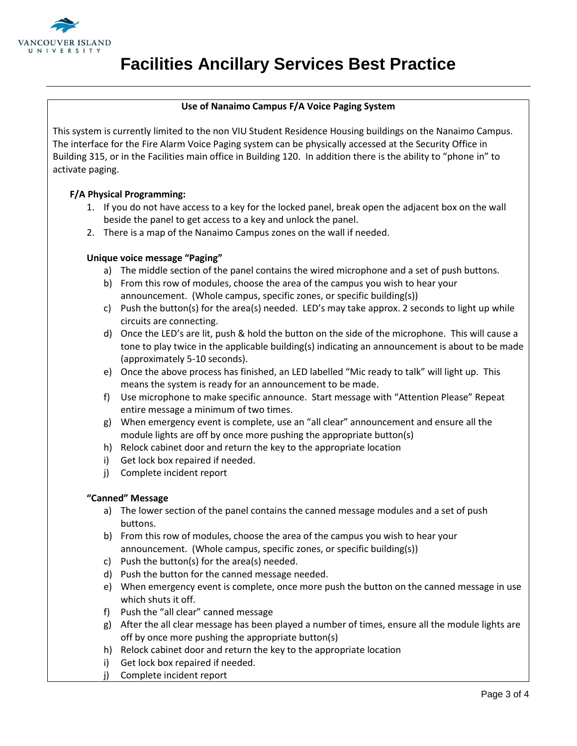# Facilities Ancillary Services Best Practice

**Use of Nanaimo Campus F/A Voice Paging System**

This system is currently limited to the non VIU Student Residence Housing buildings on the Nanaimo Campus. The interface for the Fire Alarm Voice Paging system can be physically accessed at the Security Office in Building 315, or in the Facilities main office in Building 120. In addition there is the ability to "phone in" to activate paging.

**F/A Physical Programming:**

1. If you do not have access to a key for the locked panel, break open the adjacent box on the wall beside the panel to get access to a key and unlock the panel.
2. There is a map of the Nanaimo Campus zones on the wall if needed.

**Unique voice message "Paging"**

a) The middle section of the panel contains the wired microphone and a set of push buttons.
b) From this row of modules, choose the area of the campus you wish to hear your announcement. (Whole campus, specific zones, or specific building(s))
c) Push the button(s) for the area(s) needed. LED's may take approx. 2 seconds to light up while circuits are connecting.
d) Once the LED's are lit, push & hold the button on the side of the microphone. This will cause a tone to play twice in the applicable building(s) indicating an announcement is about to be made (approximately 5-10 seconds).
e) Once the above process has finished, an LED labelled "Mic ready to talk" will light up. This means the system is ready for an announcement to be made.
f) Use microphone to make specific announce. Start message with "Attention Please" Repeat entire message a minimum of two times.
g) When emergency event is complete, use an "all clear" announcement and ensure all the module lights are off by once more pushing the appropriate button(s)
h) Relock cabinet door and return the key to the appropriate location
i) Get lock box repaired if needed.
j) Complete incident report

**"Canned" Message**

a) The lower section of the panel contains the canned message modules and a set of push buttons.
b) From this row of modules, choose the area of the campus you wish to hear your announcement. (Whole campus, specific zones, or specific building(s))
c) Push the button(s) for the area(s) needed.
d) Push the button for the canned message needed.
e) When emergency event is complete, once more push the button on the canned message in use which shuts it off.
f) Push the "all clear" canned message
g) After the all clear message has been played a number of times, ensure all the module lights are off by once more pushing the appropriate button(s)
h) Relock cabinet door and return the key to the appropriate location
i) Get lock box repaired if needed.
j) Complete incident report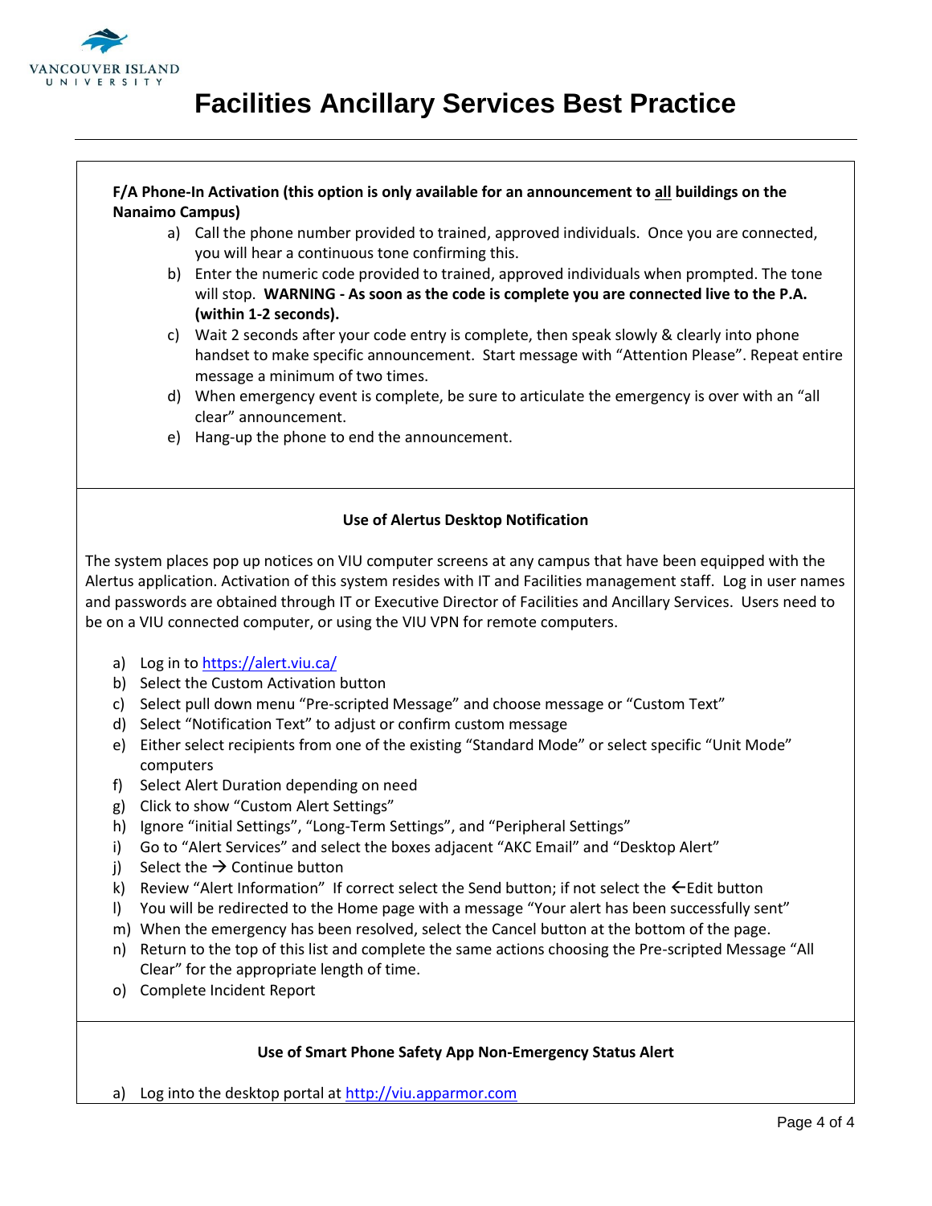**F/A Phone-In Activation (this option is only available for an announcement to all buildings on the Nanaimo Campus)**

a) Call the phone number provided to trained, approved individuals. Once you are connected, you will hear a continuous tone confirming this.
b) Enter the numeric code provided to trained, approved individuals when prompted. The tone will stop. **WARNING - As soon as the code is complete you are connected live to the P.A. (within 1-2 seconds).**
c) Wait 2 seconds after your code entry is complete, then speak slowly & clearly into phone handset to make specific announcement. Start message with "Attention Please". Repeat entire message a minimum of two times.
d) When emergency event is complete, be sure to articulate the emergency is over with an "all clear" announcement.
e) Hang-up the phone to end the announcement.

**Use of Alertus Desktop Notification**

The system places pop up notices on VIU computer screens at any campus that have been equipped with the Alertus application. Activation of this system resides with IT and Facilities management staff. Log in user names and passwords are obtained through IT or Executive Director of Facilities and Ancillary Services. Users need to be on a VIU connected computer, or using the VIU VPN for remote computers.

a) Log in to https://alert.viu.ca/
b) Select the Custom Activation button
c) Select pull down menu "Pre-scripted Message" and choose message or "Custom Text"
d) Select "Notification Text" to adjust or confirm custom message
e) Either select recipients from one of the existing "Standard Mode" or select specific "Unit Mode" computers
f) Select Alert Duration depending on need
g) Click to show "Custom Alert Settings"
h) Ignore "initial Settings", "Long-Term Settings", and "Peripheral Settings"
i) Go to "Alert Services" and select the boxes adjacent "AKC Email" and "Desktop Alert"
j) Select the → Continue button
k) Review "Alert Information" If correct select the Send button; if not select the ←Edit button
l) You will be redirected to the Home page with a message "Your alert has been successfully sent"
m) When the emergency has been resolved, select the Cancel button at the bottom of the page.
n) Return to the top of this list and complete the same actions choosing the Pre-scripted Message "All Clear" for the appropriate length of time.
o) Complete Incident Report

**Use of Smart Phone Safety App Non-Emergency Status Alert**

a) Log into the desktop portal at http://viu.apparmor.com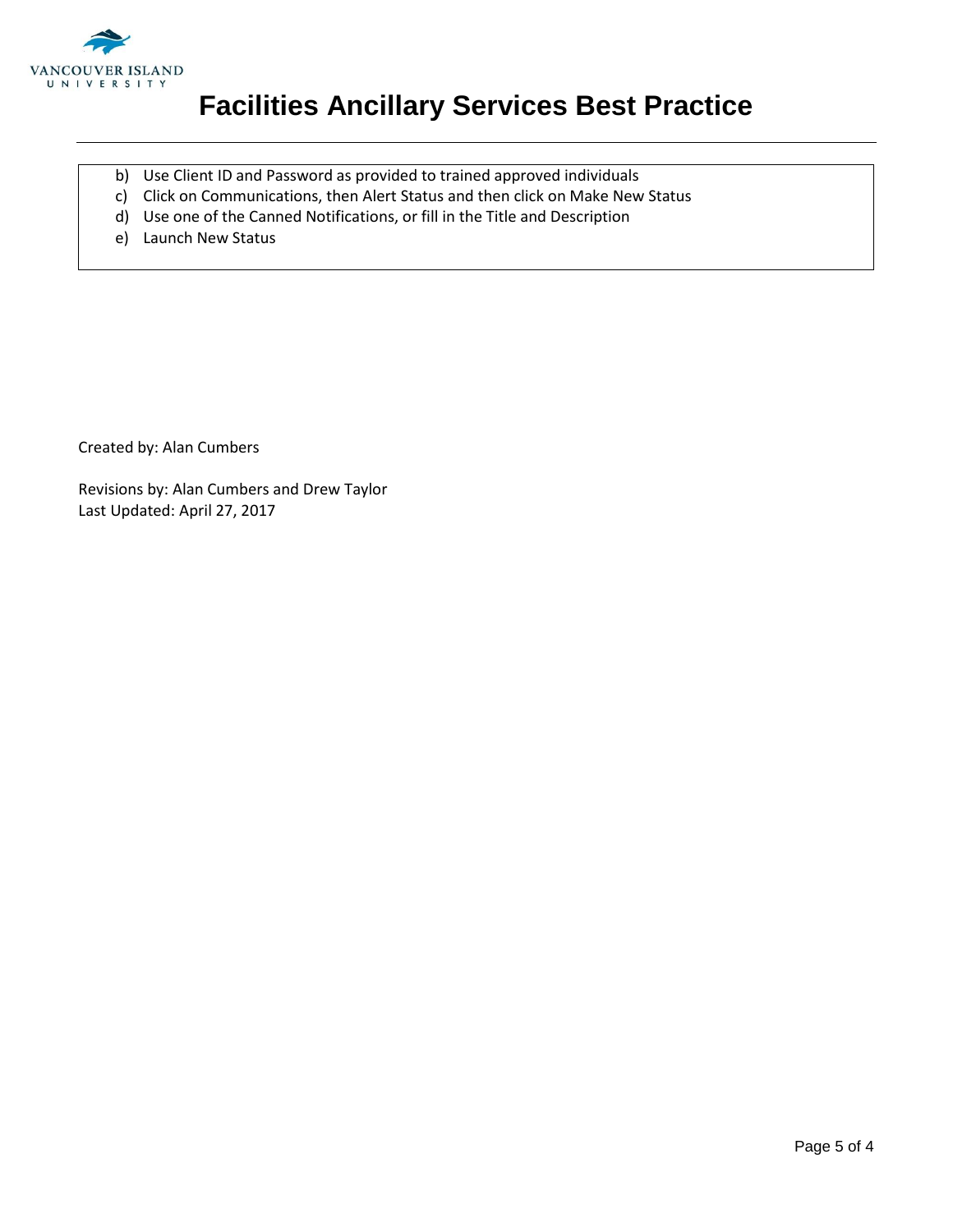b) Use Client ID and Password as provided to trained approved individuals
c) Click on Communications, then Alert Status and then click on Make New Status
d) Use one of the Canned Notifications, or fill in the Title and Description
e) Launch New Status

Created by: Alan Cumbers

Revisions by: Alan Cumbers and Drew Taylor
Last Updated: April 27, 2017